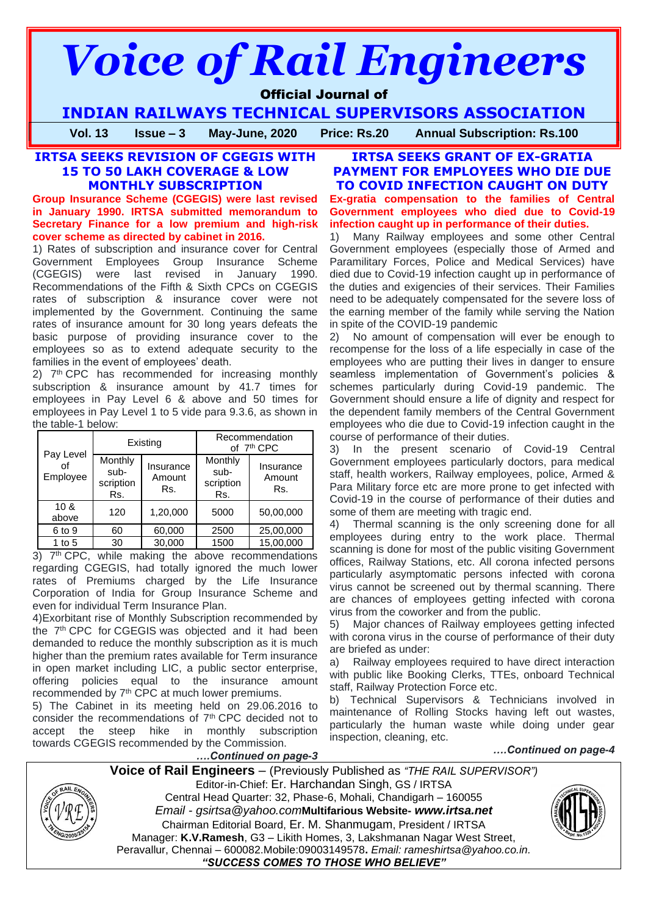# Voice of Rail Engineers

**Official Journal of**

## INDIAN RAILWAYS TECHNICAL SUPERVISORS ASSOCIATION

**Vol. 13 Issue – 3 May-June, 2020 Price: Rs.20 Annual Subscription: Rs.100**

## IRTSA SEEKS REVISION OF CGEGIS WITH 15 TO 50 LAKH COVERAGE & LOW MONTHLY SUBSCRIPTION

**Group Insurance Scheme (CGEGIS) were last revised in January 1990. IRTSA submitted memorandum to Secretary Finance for a low premium and high-risk cover scheme as directed by cabinet in 2016.**

1) Rates of subscription and insurance cover for Central Government Employees Group Insurance Scheme (CGEGIS) were last revised in January 1990. Recommendations of the Fifth & Sixth CPCs on CGEGIS rates of subscription & insurance cover were not implemented by the Government. Continuing the same rates of insurance amount for 30 long years defeats the basic purpose of providing insurance cover to the employees so as to extend adequate security to the families in the event of employees' death.

2) 7th CPC has recommended for increasing monthly subscription & insurance amount by 41.7 times for employees in Pay Level 6 & above and 50 times for employees in Pay Level 1 to 5 vide para 9.3.6, as shown in the table-1 below:

| Pay Level of Employee | Existing | | Recommendation of 7th CPC | |
|---|---|---|---|---|
| | Monthly sub-scription Rs. | Insurance Amount Rs. | Monthly sub-scription Rs. | Insurance Amount Rs. |
| 10 & above | 120 | 1,20,000 | 5000 | 50,00,000 |
| 6 to 9 | 60 | 60,000 | 2500 | 25,00,000 |
| 1 to 5 | 30 | 30,000 | 1500 | 15,00,000 |

3) 7th CPC, while making the above recommendations regarding CGEGIS, had totally ignored the much lower rates of Premiums charged by the Life Insurance Corporation of India for Group Insurance Scheme and even for individual Term Insurance Plan.

4) Exorbitant rise of Monthly Subscription recommended by the 7th CPC for CGEGIS was objected and it had been demanded to reduce the monthly subscription as it is much higher than the premium rates available for Term insurance in open market including LIC, a public sector enterprise, offering policies equal to the insurance amount recommended by 7th CPC at much lower premiums.

5) The Cabinet in its meeting held on 29.06.2016 to consider the recommendations of 7th CPC decided not to accept the steep hike in monthly subscription towards CGEGIS recommended by the Commission.

***….Continued on page-3***

## IRTSA SEEKS GRANT OF EX-GRATIA PAYMENT FOR EMPLOYEES WHO DIE DUE TO COVID INFECTION CAUGHT ON DUTY

**Ex-gratia compensation to the families of Central Government employees who died due to Covid-19 infection caught up in performance of their duties.**

1) Many Railway employees and some other Central Government employees (especially those of Armed and Paramilitary Forces, Police and Medical Services) have died due to Covid-19 infection caught up in performance of the duties and exigencies of their services. Their Families need to be adequately compensated for the severe loss of the earning member of the family while serving the Nation in spite of the COVID-19 pandemic

2) No amount of compensation will ever be enough to recompense for the loss of a life especially in case of the employees who are putting their lives in danger to ensure seamless implementation of Government's policies & schemes particularly during Covid-19 pandemic. The Government should ensure a life of dignity and respect for the dependent family members of the Central Government employees who die due to Covid-19 infection caught in the course of performance of their duties.

3) In the present scenario of Covid-19 Central Government employees particularly doctors, para medical staff, health workers, Railway employees, police, Armed & Para Military force etc are more prone to get infected with Covid-19 in the course of performance of their duties and some of them are meeting with tragic end.

4) Thermal scanning is the only screening done for all employees during entry to the work place. Thermal scanning is done for most of the public visiting Government offices, Railway Stations, etc. All corona infected persons particularly asymptomatic persons infected with corona virus cannot be screened out by thermal scanning. There are chances of employees getting infected with corona virus from the coworker and from the public.

5) Major chances of Railway employees getting infected with corona virus in the course of performance of their duty are briefed as under:

a) Railway employees required to have direct interaction with public like Booking Clerks, TTEs, onboard Technical staff, Railway Protection Force etc.

b) Technical Supervisors & Technicians involved in maintenance of Rolling Stocks having left out wastes, particularly the human waste while doing under gear inspection, cleaning, etc.

***….Continued on page-4***

**Voice of Rail Engineers** – (Previously Published as *"THE RAIL SUPERVISOR")*
Editor-in-Chief: Er. Harchandan Singh, GS / IRTSA
Central Head Quarter: 32, Phase-6, Mohali, Chandigarh – 160055
*Email - gsirtsa@yahoo.com* **Multifarious Website- *www.irtsa.net***
Chairman Editorial Board, Er. M. Shanmugam, President / IRTSA
Manager: **K.V.Ramesh**, G3 – Likith Homes, 3, Lakshmanan Nagar West Street, Peravallur, Chennai – 600082.Mobile:09003149578**.** *Email: rameshirtsa@yahoo.co.in.*
***"SUCCESS COMES TO THOSE WHO BELIEVE"***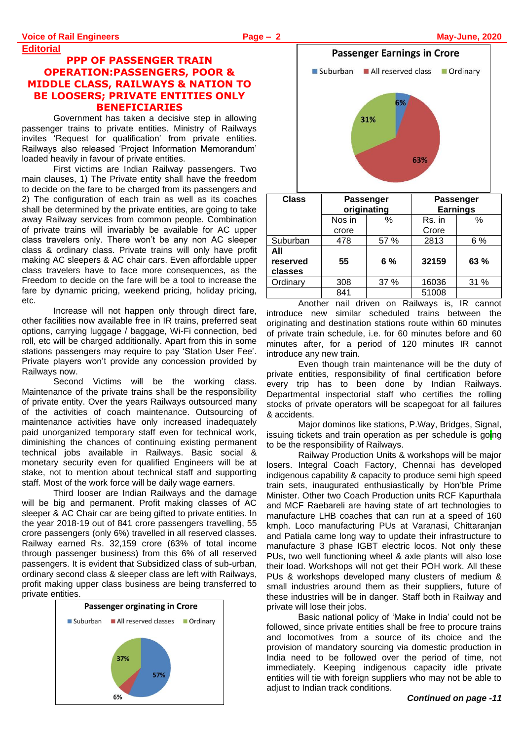Editorial

## PPP OF PASSENGER TRAIN OPERATION:PASSENGERS, POOR & MIDDLE CLASS, RAILWAYS & NATION TO BE LOOSERS; PRIVATE ENTITIES ONLY BENEFICIARIES

Government has taken a decisive step in allowing passenger trains to private entities. Ministry of Railways invites 'Request for qualification' from private entities. Railways also released 'Project Information Memorandum' loaded heavily in favour of private entities.

First victims are Indian Railway passengers. Two main clauses, 1) The Private entity shall have the freedom to decide on the fare to be charged from its passengers and 2) The configuration of each train as well as its coaches shall be determined by the private entities, are going to take away Railway services from common people. Combination of private trains will invariably be available for AC upper class travelers only. There won't be any non AC sleeper class & ordinary class. Private trains will only have profit making AC sleepers & AC chair cars. Even affordable upper class travelers have to face more consequences, as the Freedom to decide on the fare will be a tool to increase the fare by dynamic pricing, weekend pricing, holiday pricing, etc.

Increase will not happen only through direct fare, other facilities now available free in IR trains, preferred seat options, carrying luggage / baggage, Wi-Fi connection, bed roll, etc will be charged additionally. Apart from this in some stations passengers may require to pay 'Station User Fee'. Private players won't provide any concession provided by Railways now.

Second Victims will be the working class. Maintenance of the private trains shall be the responsibility of private entity. Over the years Railways outsourced many of the activities of coach maintenance. Outsourcing of maintenance activities have only increased inadequately paid unorganized temporary staff even for technical work, diminishing the chances of continuing existing permanent technical jobs available in Railways. Basic social & monetary security even for qualified Engineers will be at stake, not to mention about technical staff and supporting staff. Most of the work force will be daily wage earners.

Third looser are Indian Railways and the damage will be big and permanent. Profit making classes of AC sleeper & AC Chair car are being gifted to private entities. In the year 2018-19 out of 841 crore passengers travelling, 55 crore passengers (only 6%) travelled in all reserved classes. Railway earned Rs. 32,159 crore (63% of total income through passenger business) from this 6% of all reserved passengers. It is evident that Subsidized class of sub-urban, ordinary second class & sleeper class are left with Railways, profit making upper class business are being transferred to private entities.

**Passenger orginating in Crore**

Suburban: 57%, All reserved classes: 6%, Ordinary: 37%

**Passenger Earnings in Crore**

Suburban: 6%, All reserved class: 63%, Ordinary: 31%

| Class | Passenger originating | | Passenger Earnings | |
|---|---|---|---|---|
| | Nos in crore | % | Rs. in Crore | % |
| Suburban | 478 | 57 % | 2813 | 6 % |
| **All reserved classes** | **55** | **6 %** | **32159** | **63 %** |
| Ordinary | 308 | 37 % | 16036 | 31 % |
| | 841 | | 51008 | |

Another nail driven on Railways is, IR cannot introduce new similar scheduled trains between the originating and destination stations route within 60 minutes of private train schedule, i.e. for 60 minutes before and 60 minutes after, for a period of 120 minutes IR cannot introduce any new train.

Even though train maintenance will be the duty of private entities, responsibility of final certification before every trip has to been done by Indian Railways. Departmental inspectorial staff who certifies the rolling stocks of private operators will be scapegoat for all failures & accidents.

Major dominos like stations, P.Way, Bridges, Signal, issuing tickets and train operation as per schedule is going to be the responsibility of Railways.

Railway Production Units & workshops will be major losers. Integral Coach Factory, Chennai has developed indigenous capability & capacity to produce semi high speed train sets, inaugurated enthusiastically by Hon'ble Prime Minister. Other two Coach Production units RCF Kapurthala and MCF Raebareli are having state of art technologies to manufacture LHB coaches that can run at a speed of 160 kmph. Loco manufacturing PUs at Varanasi, Chittaranjan and Patiala came long way to update their infrastructure to manufacture 3 phase IGBT electric locos. Not only these PUs, two well functioning wheel & axle plants will also lose their load. Workshops will not get their POH work. All these PUs & workshops developed many clusters of medium & small industries around them as their suppliers, future of these industries will be in danger. Staff both in Railway and private will lose their jobs.

Basic national policy of 'Make in India' could not be followed, since private entities shall be free to procure trains and locomotives from a source of its choice and the provision of mandatory sourcing via domestic production in India need to be followed over the period of time, not immediately. Keeping indigenous capacity idle private entities will tie with foreign suppliers who may not be able to adjust to Indian track conditions.

***Continued on page -11***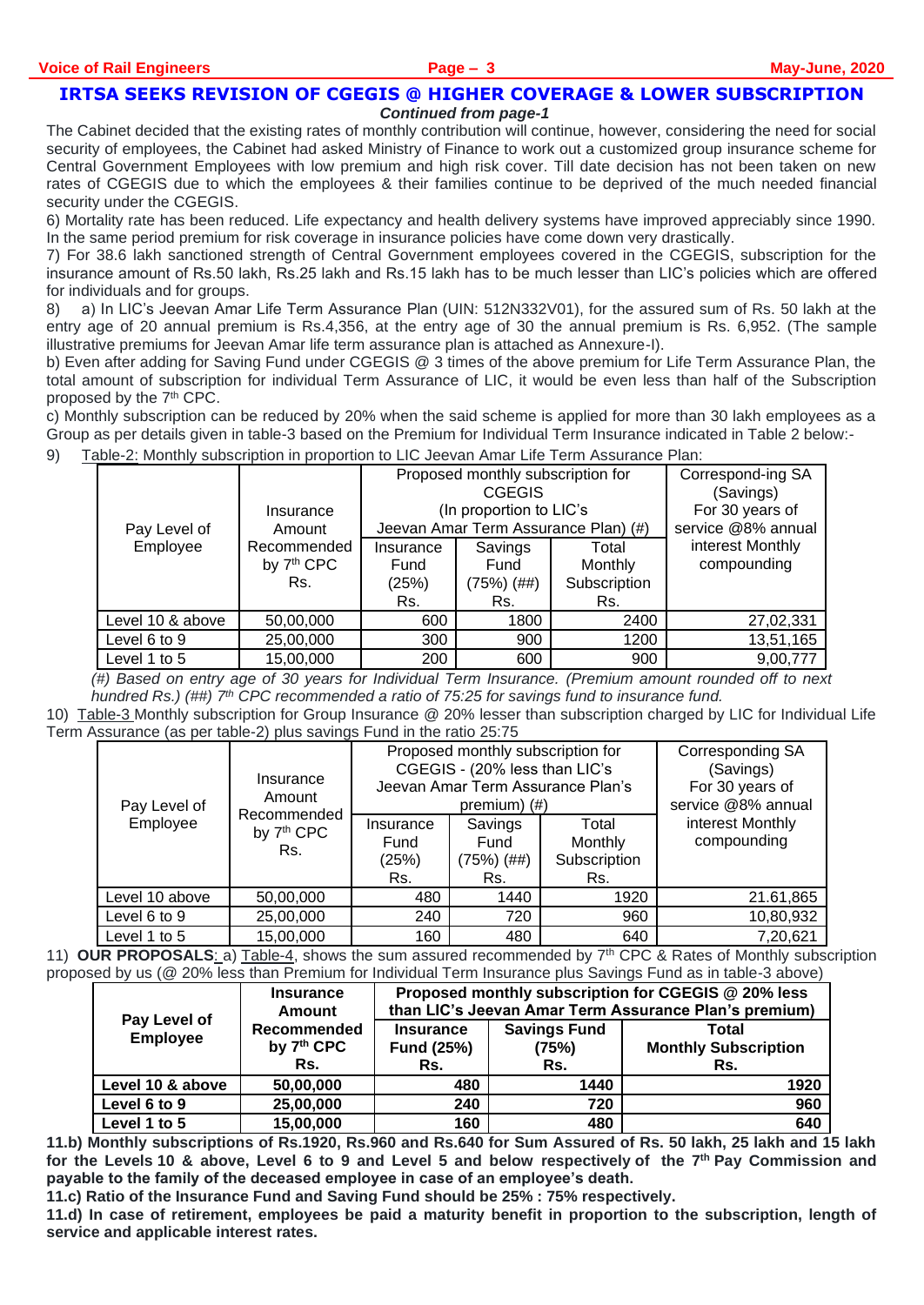## IRTSA SEEKS REVISION OF CGEGIS @ HIGHER COVERAGE & LOWER SUBSCRIPTION

*Continued from page-1*

The Cabinet decided that the existing rates of monthly contribution will continue, however, considering the need for social security of employees, the Cabinet had asked Ministry of Finance to work out a customized group insurance scheme for Central Government Employees with low premium and high risk cover. Till date decision has not been taken on new rates of CGEGIS due to which the employees & their families continue to be deprived of the much needed financial security under the CGEGIS.

6) Mortality rate has been reduced. Life expectancy and health delivery systems have improved appreciably since 1990. In the same period premium for risk coverage in insurance policies have come down very drastically.

7) For 38.6 lakh sanctioned strength of Central Government employees covered in the CGEGIS, subscription for the insurance amount of Rs.50 lakh, Rs.25 lakh and Rs.15 lakh has to be much lesser than LIC's policies which are offered for individuals and for groups.

8) a) In LIC's Jeevan Amar Life Term Assurance Plan (UIN: 512N332V01), for the assured sum of Rs. 50 lakh at the entry age of 20 annual premium is Rs.4,356, at the entry age of 30 the annual premium is Rs. 6,952. (The sample illustrative premiums for Jeevan Amar life term assurance plan is attached as Annexure-I).

b) Even after adding for Saving Fund under CGEGIS @ 3 times of the above premium for Life Term Assurance Plan, the total amount of subscription for individual Term Assurance of LIC, it would be even less than half of the Subscription proposed by the 7th CPC.

c) Monthly subscription can be reduced by 20% when the said scheme is applied for more than 30 lakh employees as a Group as per details given in table-3 based on the Premium for Individual Term Insurance indicated in Table 2 below:-

9) Table-2: Monthly subscription in proportion to LIC Jeevan Amar Life Term Assurance Plan:

| Pay Level of Employee | Insurance Amount Recommended by 7th CPC Rs. | Proposed monthly subscription for CGEGIS (In proportion to LIC's Jeevan Amar Term Assurance Plan) (#) | | | Correspond-ing SA (Savings) For 30 years of service @8% annual interest Monthly compounding |
|---|---|---|---|---|---|
| | | Insurance Fund (25%) Rs. | Savings Fund (75%) (##) Rs. | Total Monthly Subscription Rs. | |
| Level 10 & above | 50,00,000 | 600 | 1800 | 2400 | 27,02,331 |
| Level 6 to 9 | 25,00,000 | 300 | 900 | 1200 | 13,51,165 |
| Level 1 to 5 | 15,00,000 | 200 | 600 | 900 | 9,00,777 |

*(#) Based on entry age of 30 years for Individual Term Insurance. (Premium amount rounded off to next hundred Rs.) (##) 7th CPC recommended a ratio of 75:25 for savings fund to insurance fund.*

10) Table-3 Monthly subscription for Group Insurance @ 20% lesser than subscription charged by LIC for Individual Life Term Assurance (as per table-2) plus savings Fund in the ratio 25:75

| Pay Level of Employee | Insurance Amount Recommended by 7th CPC Rs. | Proposed monthly subscription for CGEGIS - (20% less than LIC's Jeevan Amar Term Assurance Plan's premium) (#) | | | Corresponding SA (Savings) For 30 years of service @8% annual interest Monthly compounding |
|---|---|---|---|---|---|
| | | Insurance Fund (25%) Rs. | Savings Fund (75%) (##) Rs. | Total Monthly Subscription Rs. | |
| Level 10 above | 50,00,000 | 480 | 1440 | 1920 | 21,61,865 |
| Level 6 to 9 | 25,00,000 | 240 | 720 | 960 | 10,80,932 |
| Level 1 to 5 | 15,00,000 | 160 | 480 | 640 | 7,20,621 |

11) **OUR PROPOSALS**: a) Table-4, shows the sum assured recommended by 7th CPC & Rates of Monthly subscription proposed by us (@ 20% less than Premium for Individual Term Insurance plus Savings Fund as in table-3 above)

| **Pay Level of Employee** | **Insurance Amount Recommended by 7th CPC Rs.** | **Proposed monthly subscription for CGEGIS @ 20% less than LIC's Jeevan Amar Term Assurance Plan's premium)** | | |
|---|---|---|---|---|
| | | **Insurance Fund (25%) Rs.** | **Savings Fund (75%) Rs.** | **Total Monthly Subscription Rs.** |
| **Level 10 & above** | **50,00,000** | **480** | **1440** | **1920** |
| **Level 6 to 9** | **25,00,000** | **240** | **720** | **960** |
| **Level 1 to 5** | **15,00,000** | **160** | **480** | **640** |

**11.b) Monthly subscriptions of Rs.1920, Rs.960 and Rs.640 for Sum Assured of Rs. 50 lakh, 25 lakh and 15 lakh for the Levels 10 & above, Level 6 to 9 and Level 5 and below respectively of the 7th Pay Commission and payable to the family of the deceased employee in case of an employee's death.**

**11.c) Ratio of the Insurance Fund and Saving Fund should be 25% : 75% respectively.**

**11.d) In case of retirement, employees be paid a maturity benefit in proportion to the subscription, length of service and applicable interest rates.**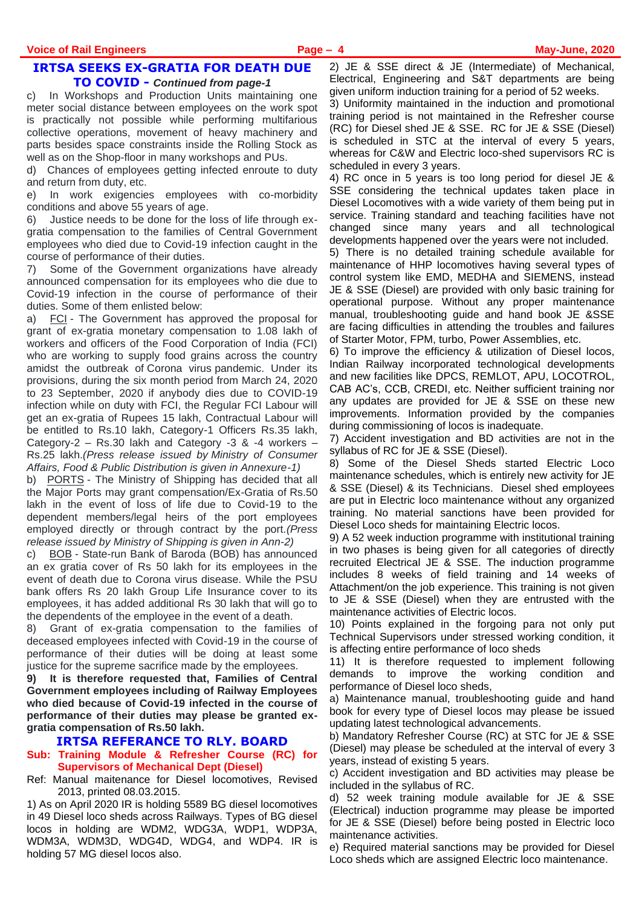## IRTSA SEEKS EX-GRATIA FOR DEATH DUE TO COVID - *Continued from page-1*

c) In Workshops and Production Units maintaining one meter social distance between employees on the work spot is practically not possible while performing multifarious collective operations, movement of heavy machinery and parts besides space constraints inside the Rolling Stock as well as on the Shop-floor in many workshops and PUs.

d) Chances of employees getting infected enroute to duty and return from duty, etc.

e) In work exigencies employees with co-morbidity conditions and above 55 years of age.

6) Justice needs to be done for the loss of life through ex-gratia compensation to the families of Central Government employees who died due to Covid-19 infection caught in the course of performance of their duties.

7) Some of the Government organizations have already announced compensation for its employees who die due to Covid-19 infection in the course of performance of their duties. Some of them enlisted below:

a) FCI - The Government has approved the proposal for grant of ex-gratia monetary compensation to 1.08 lakh of workers and officers of the Food Corporation of India (FCI) who are working to supply food grains across the country amidst the outbreak of Corona virus pandemic. Under its provisions, during the six month period from March 24, 2020 to 23 September, 2020 if anybody dies due to COVID-19 infection while on duty with FCI, the Regular FCI Labour will get an ex-gratia of Rupees 15 lakh, Contractual Labour will be entitled to Rs.10 lakh, Category-1 Officers Rs.35 lakh, Category-2 – Rs.30 lakh and Category -3 & -4 workers – Rs.25 lakh.*(Press release issued by Ministry of Consumer Affairs, Food & Public Distribution is given in Annexure-1)*

b) PORTS - The Ministry of Shipping has decided that all the Major Ports may grant compensation/Ex-Gratia of Rs.50 lakh in the event of loss of life due to Covid-19 to the dependent members/legal heirs of the port employees employed directly or through contract by the port.*(Press release issued by Ministry of Shipping is given in Ann-2)*

c) BOB - State-run Bank of Baroda (BOB) has announced an ex gratia cover of Rs 50 lakh for its employees in the event of death due to Corona virus disease. While the PSU bank offers Rs 20 lakh Group Life Insurance cover to its employees, it has added additional Rs 30 lakh that will go to the dependents of the employee in the event of a death.

8) Grant of ex-gratia compensation to the families of deceased employees infected with Covid-19 in the course of performance of their duties will be doing at least some justice for the supreme sacrifice made by the employees.

**9) It is therefore requested that, Families of Central Government employees including of Railway Employees who died because of Covid-19 infected in the course of performance of their duties may please be granted ex-gratia compensation of Rs.50 lakh.**

## IRTSA REFERANCE TO RLY. BOARD

**Sub: Training Module & Refresher Course (RC) for Supervisors of Mechanical Dept (Diesel)**

Ref: Manual maitenance for Diesel locomotives, Revised 2013, printed 08.03.2015.

1) As on April 2020 IR is holding 5589 BG diesel locomotives in 49 Diesel loco sheds across Railways. Types of BG diesel locos in holding are WDM2, WDG3A, WDP1, WDP3A, WDM3A, WDM3D, WDG4D, WDG4, and WDP4. IR is holding 57 MG diesel locos also.

2) JE & SSE direct & JE (Intermediate) of Mechanical, Electrical, Engineering and S&T departments are being given uniform induction training for a period of 52 weeks.

3) Uniformity maintained in the induction and promotional training period is not maintained in the Refresher course (RC) for Diesel shed JE & SSE. RC for JE & SSE (Diesel) is scheduled in STC at the interval of every 5 years, whereas for C&W and Electric loco-shed supervisors RC is scheduled in every 3 years.

4) RC once in 5 years is too long period for diesel JE & SSE considering the technical updates taken place in Diesel Locomotives with a wide variety of them being put in service. Training standard and teaching facilities have not changed since many years and all technological developments happened over the years were not included.

5) There is no detailed training schedule available for maintenance of HHP locomotives having several types of control system like EMD, MEDHA and SIEMENS, instead JE & SSE (Diesel) are provided with only basic training for operational purpose. Without any proper maintenance manual, troubleshooting guide and hand book JE &SSE are facing difficulties in attending the troubles and failures of Starter Motor, FPM, turbo, Power Assemblies, etc.

6) To improve the efficiency & utilization of Diesel locos, Indian Railway incorporated technological developments and new facilities like DPCS, REMLOT, APU, LOCOTROL, CAB AC's, CCB, CREDI, etc. Neither sufficient training nor any updates are provided for JE & SSE on these new improvements. Information provided by the companies during commissioning of locos is inadequate.

7) Accident investigation and BD activities are not in the syllabus of RC for JE & SSE (Diesel).

8) Some of the Diesel Sheds started Electric Loco maintenance schedules, which is entirely new activity for JE & SSE (Diesel) & its Technicians. Diesel shed employees are put in Electric loco maintenance without any organized training. No material sanctions have been provided for Diesel Loco sheds for maintaining Electric locos.

9) A 52 week induction programme with institutional training in two phases is being given for all categories of directly recruited Electrical JE & SSE. The induction programme includes 8 weeks of field training and 14 weeks of Attachment/on the job experience. This training is not given to JE & SSE (Diesel) when they are entrusted with the maintenance activities of Electric locos.

10) Points explained in the forgoing para not only put Technical Supervisors under stressed working condition, it is affecting entire performance of loco sheds

11) It is therefore requested to implement following demands to improve the working condition and performance of Diesel loco sheds,

a) Maintenance manual, troubleshooting guide and hand book for every type of Diesel locos may please be issued updating latest technological advancements.

b) Mandatory Refresher Course (RC) at STC for JE & SSE (Diesel) may please be scheduled at the interval of every 3 years, instead of existing 5 years.

c) Accident investigation and BD activities may please be included in the syllabus of RC.

d) 52 week training module available for JE & SSE (Electrical) induction programme may please be imported for JE & SSE (Diesel) before being posted in Electric loco maintenance activities.

e) Required material sanctions may be provided for Diesel Loco sheds which are assigned Electric loco maintenance.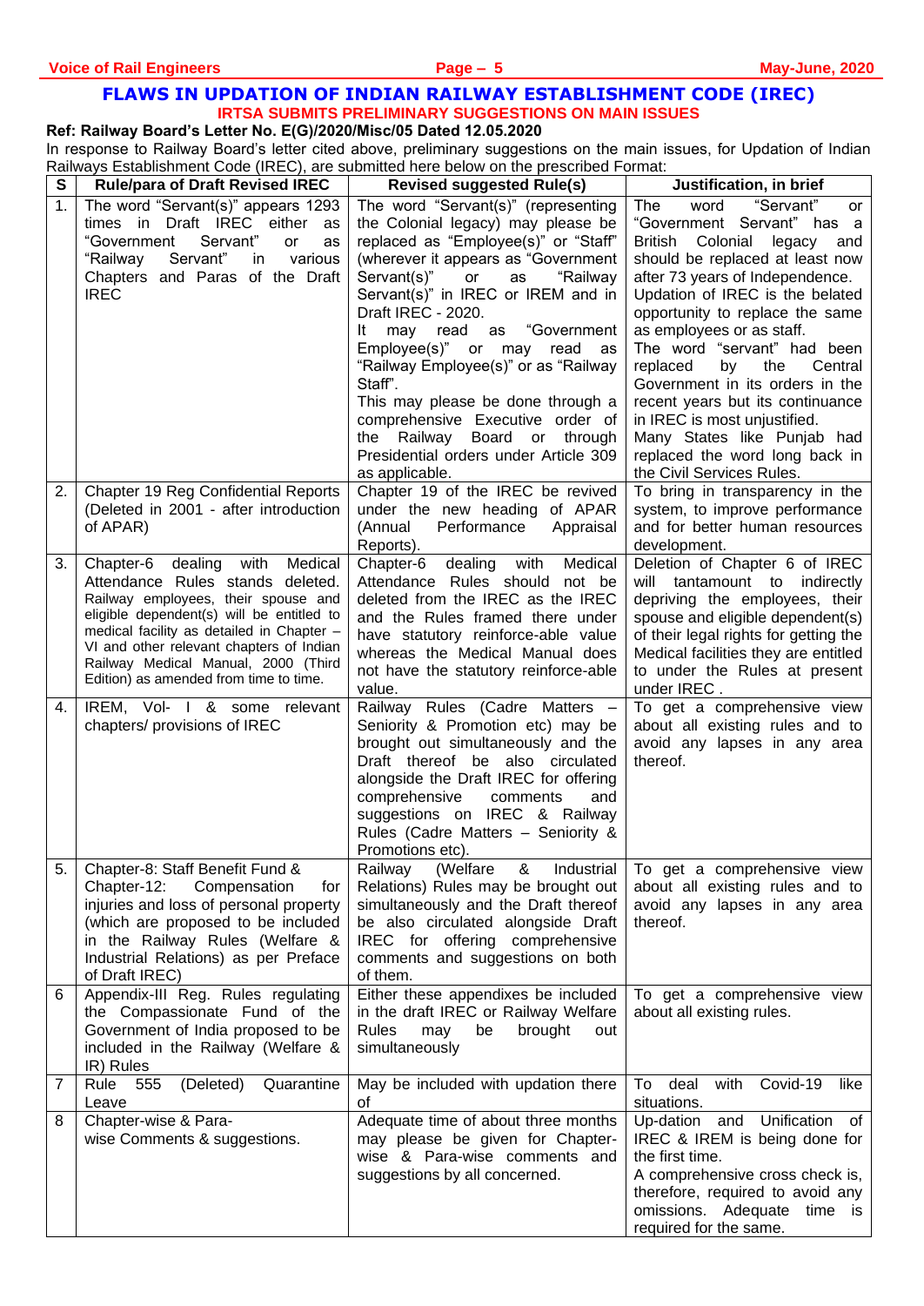## FLAWS IN UPDATION OF INDIAN RAILWAY ESTABLISHMENT CODE (IREC)

### IRTSA SUBMITS PRELIMINARY SUGGESTIONS ON MAIN ISSUES

**Ref: Railway Board's Letter No. E(G)/2020/Misc/05 Dated 12.05.2020**

In response to Railway Board's letter cited above, preliminary suggestions on the main issues, for Updation of Indian Railways Establishment Code (IREC), are submitted here below on the prescribed Format:

| S | Rule/para of Draft Revised IREC | Revised suggested Rule(s) | Justification, in brief |
|---|---|---|---|
| 1. | The word "Servant(s)" appears 1293 times in Draft IREC either as "Government Servant" or as "Railway Servant" in various Chapters and Paras of the Draft IREC | The word "Servant(s)" (representing the Colonial legacy) may please be replaced as "Employee(s)" or "Staff" (wherever it appears as "Government Servant(s)" or as "Railway Servant(s)" in IREC or IREM and in Draft IREC - 2020. It may read as "Government Employee(s)" or may read as "Railway Employee(s)" or as "Railway Staff". This may please be done through a comprehensive Executive order of the Railway Board or through Presidential orders under Article 309 as applicable. | The word "Servant" or "Government Servant" has a British Colonial legacy and should be replaced at least now after 73 years of Independence. Updation of IREC is the belated opportunity to replace the same as employees or as staff. The word "servant" had been replaced by the Central Government in its orders in the recent years but its continuance in IREC is most unjustified. Many States like Punjab had replaced the word long back in the Civil Services Rules. |
| 2. | Chapter 19 Reg Confidential Reports (Deleted in 2001 - after introduction of APAR) | Chapter 19 of the IREC be revived under the new heading of APAR (Annual Performance Appraisal Reports). | To bring in transparency in the system, to improve performance and for better human resources development. |
| 3. | Chapter-6 dealing with Medical Attendance Rules stands deleted. Railway employees, their spouse and eligible dependent(s) will be entitled to medical facility as detailed in Chapter – VI and other relevant chapters of Indian Railway Medical Manual, 2000 (Third Edition) as amended from time to time. | Chapter-6 dealing with Medical Attendance Rules should not be deleted from the IREC as the IREC and the Rules framed there under have statutory reinforce-able value whereas the Medical Manual does not have the statutory reinforce-able value. | Deletion of Chapter 6 of IREC will tantamount to indirectly depriving the employees, their spouse and eligible dependent(s) of their legal rights for getting the Medical facilities they are entitled to under the Rules at present under IREC . |
| 4. | IREM, Vol- I & some relevant chapters/ provisions of IREC | Railway Rules (Cadre Matters – Seniority & Promotion etc) may be brought out simultaneously and the Draft thereof be also circulated alongside the Draft IREC for offering comprehensive comments and suggestions on IREC & Railway Rules (Cadre Matters – Seniority & Promotions etc). | To get a comprehensive view about all existing rules and to avoid any lapses in any area thereof. |
| 5. | Chapter-8: Staff Benefit Fund & Chapter-12: Compensation for injuries and loss of personal property (which are proposed to be included in the Railway Rules (Welfare & Industrial Relations) as per Preface of Draft IREC) | Railway (Welfare & Industrial Relations) Rules may be brought out simultaneously and the Draft thereof be also circulated alongside Draft IREC for offering comprehensive comments and suggestions on both of them. | To get a comprehensive view about all existing rules and to avoid any lapses in any area thereof. |
| 6 | Appendix-III Reg. Rules regulating the Compassionate Fund of the Government of India proposed to be included in the Railway (Welfare & IR) Rules | Either these appendixes be included in the draft IREC or Railway Welfare Rules may be brought out simultaneously | To get a comprehensive view about all existing rules. |
| 7 | Rule 555 (Deleted) Quarantine Leave | May be included with updation there of | To deal with Covid-19 like situations. |
| 8 | Chapter-wise & Para-wise Comments & suggestions. | Adequate time of about three months may please be given for Chapter-wise & Para-wise comments and suggestions by all concerned. | Up-dation and Unification of IREC & IREM is being done for the first time. A comprehensive cross check is, therefore, required to avoid any omissions. Adequate time is required for the same. |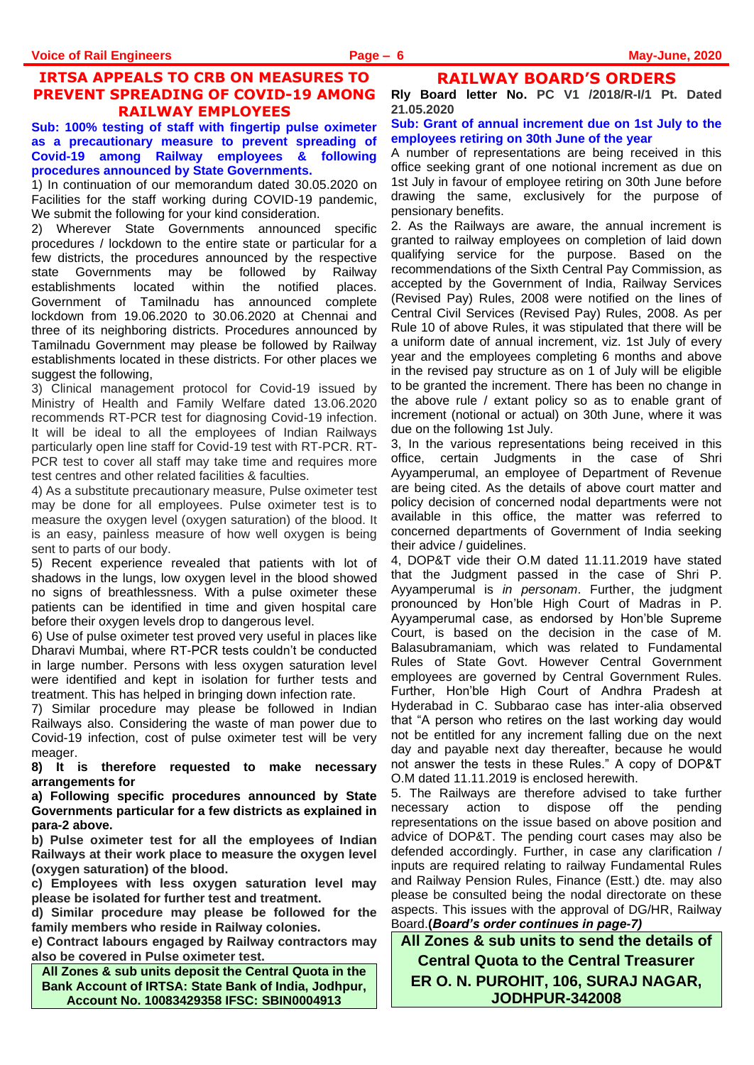# IRTSA APPEALS TO CRB ON MEASURES TO PREVENT SPREADING OF COVID-19 AMONG RAILWAY EMPLOYEES

**Sub: 100% testing of staff with fingertip pulse oximeter as a precautionary measure to prevent spreading of Covid-19 among Railway employees & following procedures announced by State Governments.**

1) In continuation of our memorandum dated 30.05.2020 on Facilities for the staff working during COVID-19 pandemic, We submit the following for your kind consideration.

2) Wherever State Governments announced specific procedures / lockdown to the entire state or particular for a few districts, the procedures announced by the respective state Governments may be followed by Railway establishments located within the notified places. Government of Tamilnadu has announced complete lockdown from 19.06.2020 to 30.06.2020 at Chennai and three of its neighboring districts. Procedures announced by Tamilnadu Government may please be followed by Railway establishments located in these districts. For other places we suggest the following,

3) Clinical management protocol for Covid-19 issued by Ministry of Health and Family Welfare dated 13.06.2020 recommends RT-PCR test for diagnosing Covid-19 infection. It will be ideal to all the employees of Indian Railways particularly open line staff for Covid-19 test with RT-PCR. RT-PCR test to cover all staff may take time and requires more test centres and other related facilities & faculties.

4) As a substitute precautionary measure, Pulse oximeter test may be done for all employees. Pulse oximeter test is to measure the oxygen level (oxygen saturation) of the blood. It is an easy, painless measure of how well oxygen is being sent to parts of our body.

5) Recent experience revealed that patients with lot of shadows in the lungs, low oxygen level in the blood showed no signs of breathlessness. With a pulse oximeter these patients can be identified in time and given hospital care before their oxygen levels drop to dangerous level.

6) Use of pulse oximeter test proved very useful in places like Dharavi Mumbai, where RT-PCR tests couldn't be conducted in large number. Persons with less oxygen saturation level were identified and kept in isolation for further tests and treatment. This has helped in bringing down infection rate.

7) Similar procedure may please be followed in Indian Railways also. Considering the waste of man power due to Covid-19 infection, cost of pulse oximeter test will be very meager.

**8) It is therefore requested to make necessary arrangements for**

**a) Following specific procedures announced by State Governments particular for a few districts as explained in para-2 above.**

**b) Pulse oximeter test for all the employees of Indian Railways at their work place to measure the oxygen level (oxygen saturation) of the blood.**

**c) Employees with less oxygen saturation level may please be isolated for further test and treatment.**

**d) Similar procedure may please be followed for the family members who reside in Railway colonies.**

**e) Contract labours engaged by Railway contractors may also be covered in Pulse oximeter test.**

**All Zones & sub units deposit the Central Quota in the Bank Account of IRTSA: State Bank of India, Jodhpur, Account No. 10083429358 IFSC: SBIN0004913**

# RAILWAY BOARD'S ORDERS

**Rly Board letter No. PC V1 /2018/R-I/1 Pt. Dated 21.05.2020**

**Sub: Grant of annual increment due on 1st July to the employees retiring on 30th June of the year**

A number of representations are being received in this office seeking grant of one notional increment as due on 1st July in favour of employee retiring on 30th June before drawing the same, exclusively for the purpose of pensionary benefits.

2. As the Railways are aware, the annual increment is granted to railway employees on completion of laid down qualifying service for the purpose. Based on the recommendations of the Sixth Central Pay Commission, as accepted by the Government of India, Railway Services (Revised Pay) Rules, 2008 were notified on the lines of Central Civil Services (Revised Pay) Rules, 2008. As per Rule 10 of above Rules, it was stipulated that there will be a uniform date of annual increment, viz. 1st July of every year and the employees completing 6 months and above in the revised pay structure as on 1 of July will be eligible to be granted the increment. There has been no change in the above rule / extant policy so as to enable grant of increment (notional or actual) on 30th June, where it was due on the following 1st July.

3, In the various representations being received in this office, certain Judgments in the case of Shri Ayyamperumal, an employee of Department of Revenue are being cited. As the details of above court matter and policy decision of concerned nodal departments were not available in this office, the matter was referred to concerned departments of Government of India seeking their advice / guidelines.

4, DOP&T vide their O.M dated 11.11.2019 have stated that the Judgment passed in the case of Shri P. Ayyamperumal is *in personam*. Further, the judgment pronounced by Hon'ble High Court of Madras in P. Ayyamperumal case, as endorsed by Hon'ble Supreme Court, is based on the decision in the case of M. Balasubramaniam, which was related to Fundamental Rules of State Govt. However Central Government employees are governed by Central Government Rules. Further, Hon'ble High Court of Andhra Pradesh at Hyderabad in C. Subbarao case has inter-alia observed that "A person who retires on the last working day would not be entitled for any increment falling due on the next day and payable next day thereafter, because he would not answer the tests in these Rules." A copy of DOP&T O.M dated 11.11.2019 is enclosed herewith.

5. The Railways are therefore advised to take further necessary action to dispose off the pending representations on the issue based on above position and advice of DOP&T. The pending court cases may also be defended accordingly. Further, in case any clarification / inputs are required relating to railway Fundamental Rules and Railway Pension Rules, Finance (Estt.) dte. may also please be consulted being the nodal directorate on these aspects. This issues with the approval of DG/HR, Railway Board.**(*Board's order continues in page-7)***

**All Zones & sub units to send the details of Central Quota to the Central Treasurer ER O. N. PUROHIT, 106, SURAJ NAGAR, JODHPUR-342008**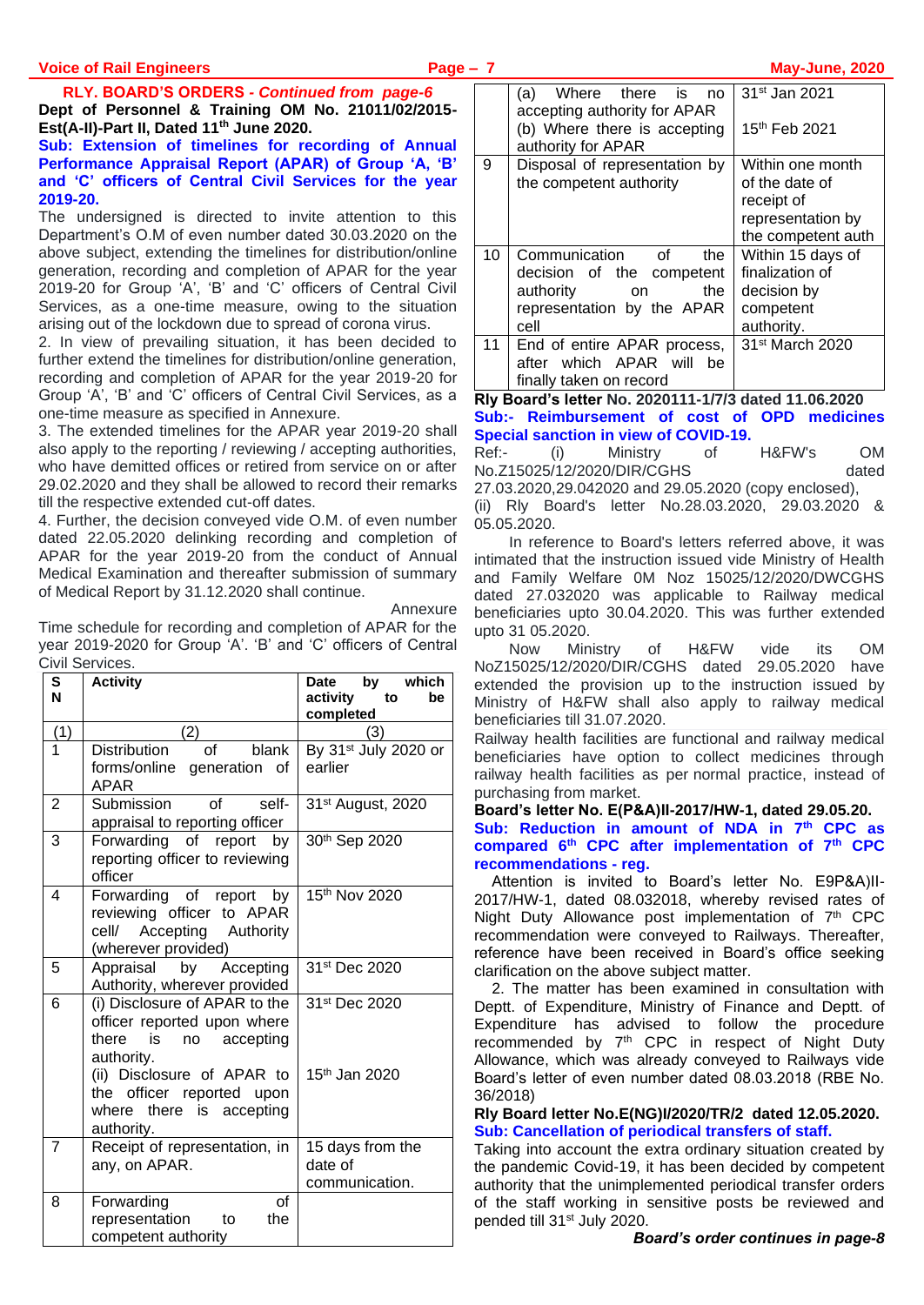**RLY. BOARD'S ORDERS** - ***Continued from page-6***

**Dept of Personnel & Training OM No. 21011/02/2015-Est(A-II)-Part II, Dated 11th June 2020.**

**Sub: Extension of timelines for recording of Annual Performance Appraisal Report (APAR) of Group 'A, 'B' and 'C' officers of Central Civil Services for the year 2019-20.**

The undersigned is directed to invite attention to this Department's O.M of even number dated 30.03.2020 on the above subject, extending the timelines for distribution/online generation, recording and completion of APAR for the year 2019-20 for Group 'A', 'B' and 'C' officers of Central Civil Services, as a one-time measure, owing to the situation arising out of the lockdown due to spread of corona virus.

2. In view of prevailing situation, it has been decided to further extend the timelines for distribution/online generation, recording and completion of APAR for the year 2019-20 for Group 'A', 'B' and 'C' officers of Central Civil Services, as a one-time measure as specified in Annexure.

3. The extended timelines for the APAR year 2019-20 shall also apply to the reporting / reviewing / accepting authorities, who have demitted offices or retired from service on or after 29.02.2020 and they shall be allowed to record their remarks till the respective extended cut-off dates.

4. Further, the decision conveyed vide O.M. of even number dated 22.05.2020 delinking recording and completion of APAR for the year 2019-20 from the conduct of Annual Medical Examination and thereafter submission of summary of Medical Report by 31.12.2020 shall continue.

Annexure

Time schedule for recording and completion of APAR for the year 2019-2020 for Group 'A'. 'B' and 'C' officers of Central Civil Services.

| S N | Activity | Date by which activity to be completed |
|---|---|---|
| (1) | (2) | (3) |
| 1 | Distribution of blank forms/online generation of APAR | By 31st July 2020 or earlier |
| 2 | Submission of self-appraisal to reporting officer | 31st August, 2020 |
| 3 | Forwarding of report by reporting officer to reviewing officer | 30th Sep 2020 |
| 4 | Forwarding of report by reviewing officer to APAR cell/ Accepting Authority (wherever provided) | 15th Nov 2020 |
| 5 | Appraisal by Accepting Authority, wherever provided | 31st Dec 2020 |
| 6 | (i) Disclosure of APAR to the officer reported upon where there is no accepting authority.<br>(ii) Disclosure of APAR to the officer reported upon where there is accepting authority. | 31st Dec 2020<br><br>15th Jan 2020 |
| 7 | Receipt of representation, in any, on APAR. | 15 days from the date of communication. |
| 8 | Forwarding of representation to the competent authority | (a) Where there is no accepting authority for APAR — 31st Jan 2021<br>(b) Where there is accepting authority for APAR — 15th Feb 2021 |
| 9 | Disposal of representation by the competent authority | Within one month of the date of receipt of representation by the competent auth |
| 10 | Communication of the decision of the competent authority on the representation by the APAR cell | Within 15 days of finalization of decision by competent authority. |
| 11 | End of entire APAR process, after which APAR will be finally taken on record | 31st March 2020 |

**Rly Board's letter No. 2020111-1/7/3 dated 11.06.2020**

**Sub:- Reimbursement of cost of OPD medicines Special sanction in view of COVID-19.**

Ref:- (i) Ministry of H&FW's OM No.Z15025/12/2020/DIR/CGHS dated 27.03.2020,29.042020 and 29.05.2020 (copy enclosed),
(ii) Rly Board's letter No.28.03.2020, 29.03.2020 & 05.05.2020.

In reference to Board's letters referred above, it was intimated that the instruction issued vide Ministry of Health and Family Welfare 0M Noz 15025/12/2020/DWCGHS dated 27.032020 was applicable to Railway medical beneficiaries upto 30.04.2020. This was further extended upto 31 05.2020.

Now Ministry of H&FW vide its OM NoZ15025/12/2020/DIR/CGHS dated 29.05.2020 have extended the provision up to the instruction issued by Ministry of H&FW shall also apply to railway medical beneficiaries till 31.07.2020.

Railway health facilities are functional and railway medical beneficiaries have option to collect medicines through railway health facilities as per normal practice, instead of purchasing from market.

**Board's letter No. E(P&A)II-2017/HW-1, dated 29.05.20.**

**Sub: Reduction in amount of NDA in 7th CPC as compared 6th CPC after implementation of 7th CPC recommendations - reg.**

Attention is invited to Board's letter No. E9P&A)II-2017/HW-1, dated 08.032018, whereby revised rates of Night Duty Allowance post implementation of 7th CPC recommendation were conveyed to Railways. Thereafter, reference have been received in Board's office seeking clarification on the above subject matter.

2. The matter has been examined in consultation with Deptt. of Expenditure, Ministry of Finance and Deptt. of Expenditure has advised to follow the procedure recommended by 7th CPC in respect of Night Duty Allowance, which was already conveyed to Railways vide Board's letter of even number dated 08.03.2018 (RBE No. 36/2018)

**Rly Board letter No.E(NG)I/2020/TR/2 dated 12.05.2020.**

**Sub: Cancellation of periodical transfers of staff.**

Taking into account the extra ordinary situation created by the pandemic Covid-19, it has been decided by competent authority that the unimplemented periodical transfer orders of the staff working in sensitive posts be reviewed and pended till 31st July 2020.

***Board's order continues in page-8***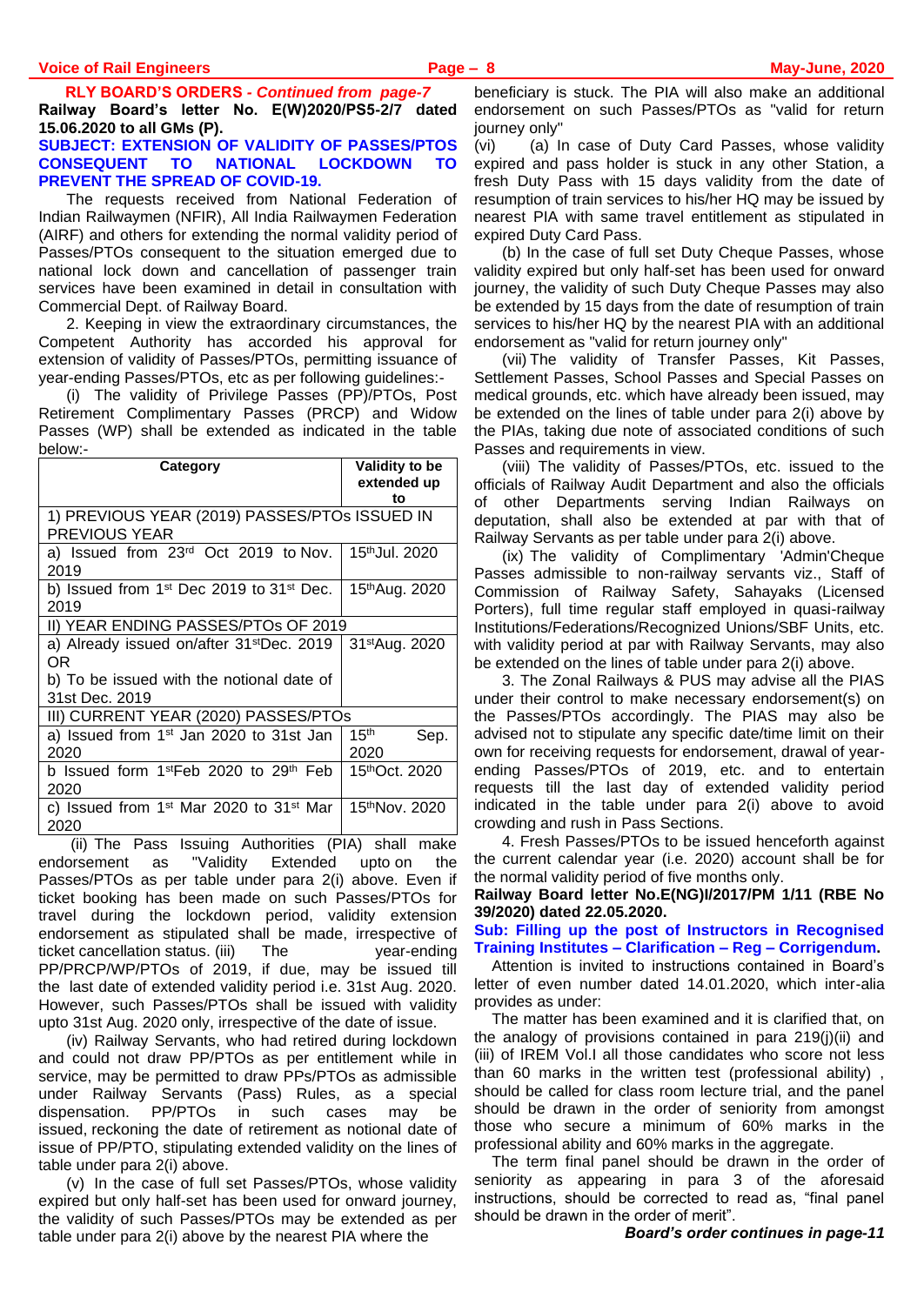**RLY BOARD'S ORDERS -** ***Continued from page-7***

**Railway Board's letter No. E(W)2020/PS5-2/7 dated 15.06.2020 to all GMs (P).**

**SUBJECT: EXTENSION OF VALIDITY OF PASSES/PTOS CONSEQUENT TO NATIONAL LOCKDOWN TO PREVENT THE SPREAD OF COVID-19.**

The requests received from National Federation of Indian Railwaymen (NFIR), All India Railwaymen Federation (AIRF) and others for extending the normal validity period of Passes/PTOs consequent to the situation emerged due to national lock down and cancellation of passenger train services have been examined in detail in consultation with Commercial Dept. of Railway Board.

2. Keeping in view the extraordinary circumstances, the Competent Authority has accorded his approval for extension of validity of Passes/PTOs, permitting issuance of year-ending Passes/PTOs, etc as per following guidelines:-

(i) The validity of Privilege Passes (PP)/PTOs, Post Retirement Complimentary Passes (PRCP) and Widow Passes (WP) shall be extended as indicated in the table below:-

| Category | Validity to be extended up to |
|---|---|
| 1) PREVIOUS YEAR (2019) PASSES/PTOs ISSUED IN PREVIOUS YEAR | |
| a) Issued from 23rd Oct 2019 to Nov. 2019 | 15th Jul. 2020 |
| b) Issued from 1st Dec 2019 to 31st Dec. 2019 | 15th Aug. 2020 |
| II) YEAR ENDING PASSES/PTOs OF 2019 | |
| a) Already issued on/after 31st Dec. 2019 OR<br>b) To be issued with the notional date of 31st Dec. 2019 | 31st Aug. 2020 |
| III) CURRENT YEAR (2020) PASSES/PTOs | |
| a) Issued from 1st Jan 2020 to 31st Jan 2020 | 15th Sep. 2020 |
| b Issued form 1st Feb 2020 to 29th Feb 2020 | 15th Oct. 2020 |
| c) Issued from 1st Mar 2020 to 31st Mar 2020 | 15th Nov. 2020 |

(ii) The Pass Issuing Authorities (PIA) shall make endorsement as "Validity Extended upto on the Passes/PTOs as per table under para 2(i) above. Even if ticket booking has been made on such Passes/PTOs for travel during the lockdown period, validity extension endorsement as stipulated shall be made, irrespective of ticket cancellation status. (iii) The year-ending PP/PRCP/WP/PTOs of 2019, if due, may be issued till the last date of extended validity period i.e. 31st Aug. 2020. However, such Passes/PTOs shall be issued with validity upto 31st Aug. 2020 only, irrespective of the date of issue.

(iv) Railway Servants, who had retired during lockdown and could not draw PP/PTOs as per entitlement while in service, may be permitted to draw PPs/PTOs as admissible under Railway Servants (Pass) Rules, as a special dispensation. PP/PTOs in such cases may be issued, reckoning the date of retirement as notional date of issue of PP/PTO, stipulating extended validity on the lines of table under para 2(i) above.

(v) In the case of full set Passes/PTOs, whose validity expired but only half-set has been used for onward journey, the validity of such Passes/PTOs may be extended as per table under para 2(i) above by the nearest PIA where the beneficiary is stuck. The PIA will also make an additional endorsement on such Passes/PTOs as "valid for return journey only"

(vi) (a) In case of Duty Card Passes, whose validity expired and pass holder is stuck in any other Station, a fresh Duty Pass with 15 days validity from the date of resumption of train services to his/her HQ may be issued by nearest PIA with same travel entitlement as stipulated in expired Duty Card Pass.

(b) In the case of full set Duty Cheque Passes, whose validity expired but only half-set has been used for onward journey, the validity of such Duty Cheque Passes may also be extended by 15 days from the date of resumption of train services to his/her HQ by the nearest PIA with an additional endorsement as "valid for return journey only"

(vii) The validity of Transfer Passes, Kit Passes, Settlement Passes, School Passes and Special Passes on medical grounds, etc. which have already been issued, may be extended on the lines of table under para 2(i) above by the PIAs, taking due note of associated conditions of such Passes and requirements in view.

(viii) The validity of Passes/PTOs, etc. issued to the officials of Railway Audit Department and also the officials of other Departments serving Indian Railways on deputation, shall also be extended at par with that of Railway Servants as per table under para 2(i) above.

(ix) The validity of Complimentary 'Admin'Cheque Passes admissible to non-railway servants viz., Staff of Commission of Railway Safety, Sahayaks (Licensed Porters), full time regular staff employed in quasi-railway Institutions/Federations/Recognized Unions/SBF Units, etc. with validity period at par with Railway Servants, may also be extended on the lines of table under para 2(i) above.

3. The Zonal Railways & PUS may advise all the PIAS under their control to make necessary endorsement(s) on the Passes/PTOs accordingly. The PIAS may also be advised not to stipulate any specific date/time limit on their own for receiving requests for endorsement, drawal of year-ending Passes/PTOs of 2019, etc. and to entertain requests till the last day of extended validity period indicated in the table under para 2(i) above to avoid crowding and rush in Pass Sections.

4. Fresh Passes/PTOs to be issued henceforth against the current calendar year (i.e. 2020) account shall be for the normal validity period of five months only.

**Railway Board letter No.E(NG)I/2017/PM 1/11 (RBE No 39/2020) dated 22.05.2020.**

**Sub: Filling up the post of Instructors in Recognised Training Institutes – Clarification – Reg – Corrigendum.**

Attention is invited to instructions contained in Board's letter of even number dated 14.01.2020, which inter-alia provides as under:

The matter has been examined and it is clarified that, on the analogy of provisions contained in para 219(j)(ii) and (iii) of IREM Vol.I all those candidates who score not less than 60 marks in the written test (professional ability) , should be called for class room lecture trial, and the panel should be drawn in the order of seniority from amongst those who secure a minimum of 60% marks in the professional ability and 60% marks in the aggregate.

The term final panel should be drawn in the order of seniority as appearing in para 3 of the aforesaid instructions, should be corrected to read as, "final panel should be drawn in the order of merit".

***Board's order continues in page-11***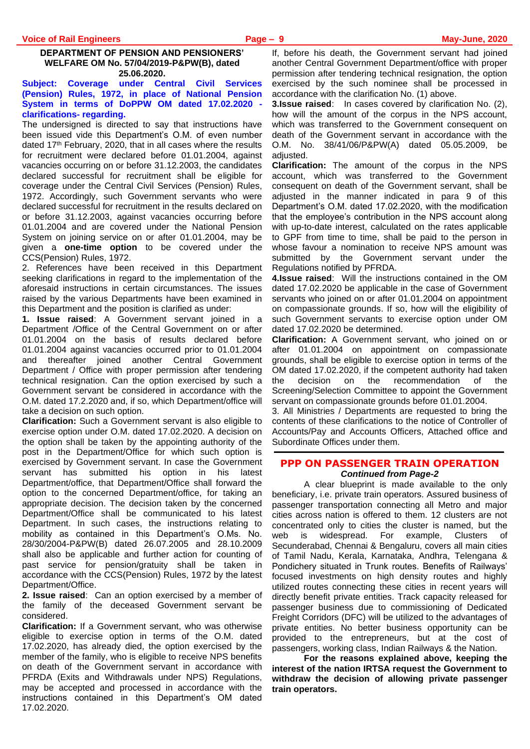**DEPARTMENT OF PENSION AND PENSIONERS' WELFARE OM No. 57/04/2019-P&PW(B), dated 25.06.2020.**

**Subject: Coverage under Central Civil Services (Pension) Rules, 1972, in place of National Pension System in terms of DoPPW OM dated 17.02.2020 - clarifications- regarding.**

The undersigned is directed to say that instructions have been issued vide this Department's O.M. of even number dated 17th February, 2020, that in all cases where the results for recruitment were declared before 01.01.2004, against vacancies occurring on or before 31.12.2003, the candidates declared successful for recruitment shall be eligible for coverage under the Central Civil Services (Pension) Rules, 1972. Accordingly, such Government servants who were declared successful for recruitment in the results declared on or before 31.12.2003, against vacancies occurring before 01.01.2004 and are covered under the National Pension System on joining service on or after 01.01.2004, may be given a **one-time option** to be covered under the CCS(Pension) Rules, 1972.

2. References have been received in this Department seeking clarifications in regard to the implementation of the aforesaid instructions in certain circumstances. The issues raised by the various Departments have been examined in this Department and the position is clarified as under:

**1. Issue raised**: A Government servant joined in a Department /Office of the Central Government on or after 01.01.2004 on the basis of results declared before 01.01.2004 against vacancies occurred prior to 01.01.2004 and thereafter joined another Central Government Department / Office with proper permission after tendering technical resignation. Can the option exercised by such a Government servant be considered in accordance with the O.M. dated 17.2.2020 and, if so, which Department/office will take a decision on such option.

**Clarification:** Such a Government servant is also eligible to exercise option under O.M. dated 17.02.2020. A decision on the option shall be taken by the appointing authority of the post in the Department/Office for which such option is exercised by Government servant. In case the Government servant has submitted his option in his latest Department/office, that Department/Office shall forward the option to the concerned Department/office, for taking an appropriate decision. The decision taken by the concerned Department/Office shall be communicated to his latest Department. In such cases, the instructions relating to mobility as contained in this Department's O.Ms. No. 28/30/2004-P&PW(B) dated 26.07.2005 and 28.10.2009 shall also be applicable and further action for counting of past service for pension/gratuity shall be taken in accordance with the CCS(Pension) Rules, 1972 by the latest Department/Office.

**2. Issue raised**: Can an option exercised by a member of the family of the deceased Government servant be considered.

**Clarification:** If a Government servant, who was otherwise eligible to exercise option in terms of the O.M. dated 17.02.2020, has already died, the option exercised by the member of the family, who is eligible to receive NPS benefits on death of the Government servant in accordance with PFRDA (Exits and Withdrawals under NPS) Regulations, may be accepted and processed in accordance with the instructions contained in this Department's OM dated 17.02.2020.

If, before his death, the Government servant had joined another Central Government Department/office with proper permission after tendering technical resignation, the option exercised by the such nominee shall be processed in accordance with the clarification No. (1) above.

**3.Issue raised**: In cases covered by clarification No. (2), how will the amount of the corpus in the NPS account, which was transferred to the Government consequent on death of the Government servant in accordance with the O.M. No. 38/41/06/P&PW(A) dated 05.05.2009, be adjusted.

**Clarification:** The amount of the corpus in the NPS account, which was transferred to the Government consequent on death of the Government servant, shall be adjusted in the manner indicated in para 9 of this Department's O.M. dated 17.02.2020, with the modification that the employee's contribution in the NPS account along with up-to-date interest, calculated on the rates applicable to GPF from time to time, shall be paid to the person in whose favour a nomination to receive NPS amount was submitted by the Government servant under the Regulations notified by PFRDA.

**4.Issue raised**: Will the instructions contained in the OM dated 17.02.2020 be applicable in the case of Government servants who joined on or after 01.01.2004 on appointment on compassionate grounds. If so, how will the eligibility of such Government servants to exercise option under OM dated 17.02.2020 be determined.

**Clarification:** A Government servant, who joined on or after 01.01.2004 on appointment on compassionate grounds, shall be eligible to exercise option in terms of the OM dated 17.02.2020, if the competent authority had taken the decision on the recommendation of the Screening/Selection Committee to appoint the Government servant on compassionate grounds before 01.01.2004.

3. All Ministries / Departments are requested to bring the contents of these clarifications to the notice of Controller of Accounts/Pay and Accounts Officers, Attached office and Subordinate Offices under them.

## PPP ON PASSENGER TRAIN OPERATION

***Continued from Page-2***

A clear blueprint is made available to the only beneficiary, i.e. private train operators. Assured business of passenger transportation connecting all Metro and major cities across nation is offered to them. 12 clusters are not concentrated only to cities the cluster is named, but the web is widespread. For example, Clusters of Secunderabad, Chennai & Bengaluru, covers all main cities of Tamil Nadu, Kerala, Karnataka, Andhra, Telengana & Pondichery situated in Trunk routes. Benefits of Railways' focused investments on high density routes and highly utilized routes connecting these cities in recent years will directly benefit private entities. Track capacity released for passenger business due to commissioning of Dedicated Freight Corridors (DFC) will be utilized to the advantages of private entities. No better business opportunity can be provided to the entrepreneurs, but at the cost of passengers, working class, Indian Railways & the Nation.

**For the reasons explained above, keeping the interest of the nation IRTSA request the Government to withdraw the decision of allowing private passenger train operators.**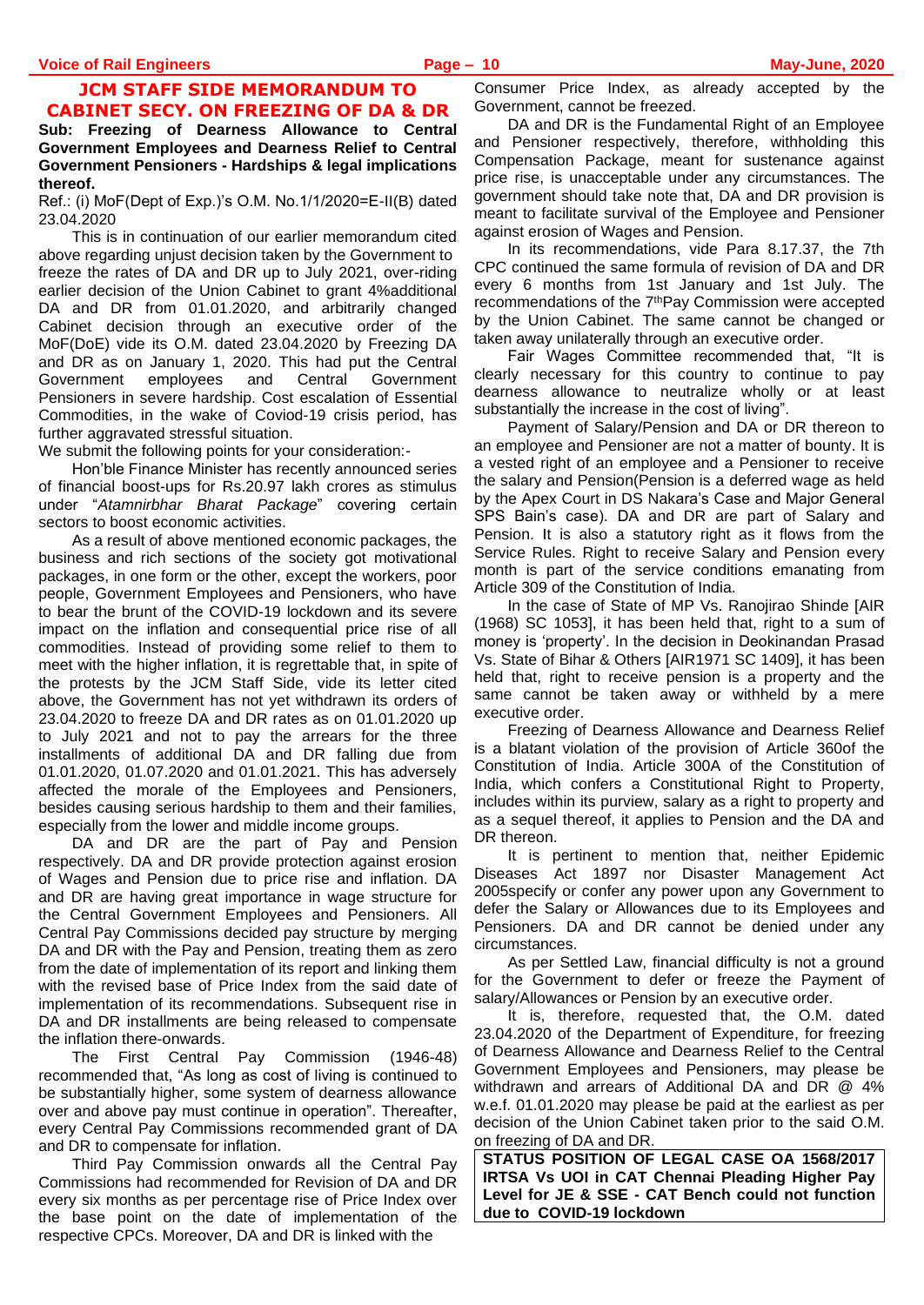## JCM STAFF SIDE MEMORANDUM TO CABINET SECY. ON FREEZING OF DA & DR

**Sub: Freezing of Dearness Allowance to Central Government Employees and Dearness Relief to Central Government Pensioners - Hardships & legal implications thereof.**

Ref.: (i) MoF(Dept of Exp.)'s O.M. No.1/1/2020=E-II(B) dated 23.04.2020

This is in continuation of our earlier memorandum cited above regarding unjust decision taken by the Government to freeze the rates of DA and DR up to July 2021, over-riding earlier decision of the Union Cabinet to grant 4%additional DA and DR from 01.01.2020, and arbitrarily changed Cabinet decision through an executive order of the MoF(DoE) vide its O.M. dated 23.04.2020 by Freezing DA and DR as on January 1, 2020. This had put the Central Government employees and Central Government Pensioners in severe hardship. Cost escalation of Essential Commodities, in the wake of Coviod-19 crisis period, has further aggravated stressful situation.

We submit the following points for your consideration:-

Hon'ble Finance Minister has recently announced series of financial boost-ups for Rs.20.97 lakh crores as stimulus under "*Atamnirbhar Bharat Package*" covering certain sectors to boost economic activities.

As a result of above mentioned economic packages, the business and rich sections of the society got motivational packages, in one form or the other, except the workers, poor people, Government Employees and Pensioners, who have to bear the brunt of the COVID-19 lockdown and its severe impact on the inflation and consequential price rise of all commodities. Instead of providing some relief to them to meet with the higher inflation, it is regrettable that, in spite of the protests by the JCM Staff Side, vide its letter cited above, the Government has not yet withdrawn its orders of 23.04.2020 to freeze DA and DR rates as on 01.01.2020 up to July 2021 and not to pay the arrears for the three installments of additional DA and DR falling due from 01.01.2020, 01.07.2020 and 01.01.2021. This has adversely affected the morale of the Employees and Pensioners, besides causing serious hardship to them and their families, especially from the lower and middle income groups.

DA and DR are the part of Pay and Pension respectively. DA and DR provide protection against erosion of Wages and Pension due to price rise and inflation. DA and DR are having great importance in wage structure for the Central Government Employees and Pensioners. All Central Pay Commissions decided pay structure by merging DA and DR with the Pay and Pension, treating them as zero from the date of implementation of its report and linking them with the revised base of Price Index from the said date of implementation of its recommendations. Subsequent rise in DA and DR installments are being released to compensate the inflation there-onwards.

The First Central Pay Commission (1946-48) recommended that, "As long as cost of living is continued to be substantially higher, some system of dearness allowance over and above pay must continue in operation". Thereafter, every Central Pay Commissions recommended grant of DA and DR to compensate for inflation.

Third Pay Commission onwards all the Central Pay Commissions had recommended for Revision of DA and DR every six months as per percentage rise of Price Index over the base point on the date of implementation of the respective CPCs. Moreover, DA and DR is linked with the Consumer Price Index, as already accepted by the Government, cannot be freezed.

DA and DR is the Fundamental Right of an Employee and Pensioner respectively, therefore, withholding this Compensation Package, meant for sustenance against price rise, is unacceptable under any circumstances. The government should take note that, DA and DR provision is meant to facilitate survival of the Employee and Pensioner against erosion of Wages and Pension.

In its recommendations, vide Para 8.17.37, the 7th CPC continued the same formula of revision of DA and DR every 6 months from 1st January and 1st July. The recommendations of the 7thPay Commission were accepted by the Union Cabinet. The same cannot be changed or taken away unilaterally through an executive order.

Fair Wages Committee recommended that, "It is clearly necessary for this country to continue to pay dearness allowance to neutralize wholly or at least substantially the increase in the cost of living".

Payment of Salary/Pension and DA or DR thereon to an employee and Pensioner are not a matter of bounty. It is a vested right of an employee and a Pensioner to receive the salary and Pension(Pension is a deferred wage as held by the Apex Court in DS Nakara's Case and Major General SPS Bain's case). DA and DR are part of Salary and Pension. It is also a statutory right as it flows from the Service Rules. Right to receive Salary and Pension every month is part of the service conditions emanating from Article 309 of the Constitution of India.

In the case of State of MP Vs. Ranojirao Shinde [AIR (1968) SC 1053], it has been held that, right to a sum of money is 'property'. In the decision in Deokinandan Prasad Vs. State of Bihar & Others [AIR1971 SC 1409], it has been held that, right to receive pension is a property and the same cannot be taken away or withheld by a mere executive order.

Freezing of Dearness Allowance and Dearness Relief is a blatant violation of the provision of Article 360of the Constitution of India. Article 300A of the Constitution of India, which confers a Constitutional Right to Property, includes within its purview, salary as a right to property and as a sequel thereof, it applies to Pension and the DA and DR thereon.

It is pertinent to mention that, neither Epidemic Diseases Act 1897 nor Disaster Management Act 2005specify or confer any power upon any Government to defer the Salary or Allowances due to its Employees and Pensioners. DA and DR cannot be denied under any circumstances.

As per Settled Law, financial difficulty is not a ground for the Government to defer or freeze the Payment of salary/Allowances or Pension by an executive order.

It is, therefore, requested that, the O.M. dated 23.04.2020 of the Department of Expenditure, for freezing of Dearness Allowance and Dearness Relief to the Central Government Employees and Pensioners, may please be withdrawn and arrears of Additional DA and DR @ 4% w.e.f. 01.01.2020 may please be paid at the earliest as per decision of the Union Cabinet taken prior to the said O.M. on freezing of DA and DR.

**STATUS POSITION OF LEGAL CASE OA 1568/2017 IRTSA Vs UOI in CAT Chennai Pleading Higher Pay Level for JE & SSE - CAT Bench could not function due to COVID-19 lockdown**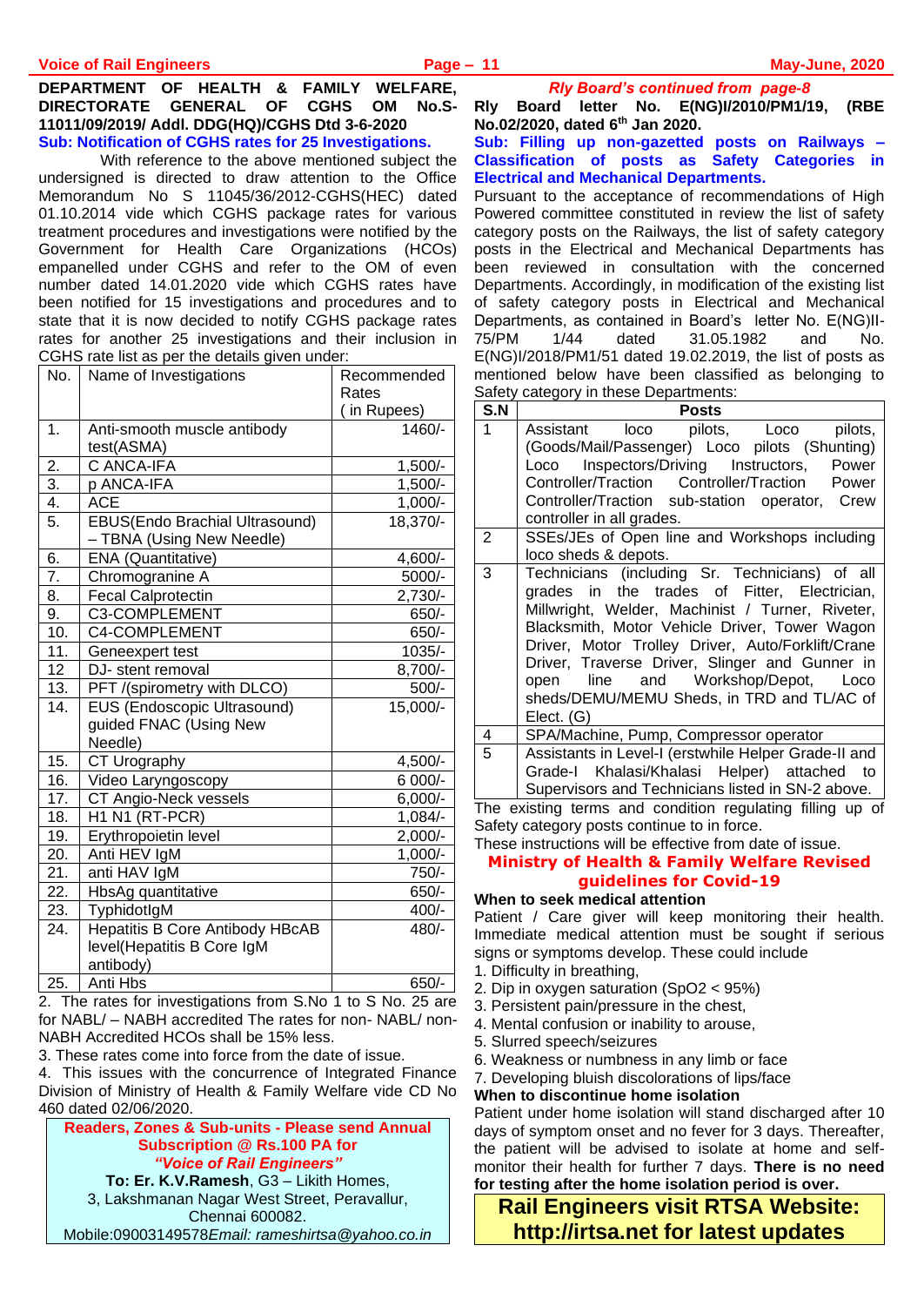**DEPARTMENT OF HEALTH & FAMILY WELFARE, DIRECTORATE GENERAL OF CGHS OM No.S-11011/09/2019/ Addl. DDG(HQ)/CGHS Dtd 3-6-2020**

**Sub: Notification of CGHS rates for 25 Investigations.**

With reference to the above mentioned subject the undersigned is directed to draw attention to the Office Memorandum No S 11045/36/2012-CGHS(HEC) dated 01.10.2014 vide which CGHS package rates for various treatment procedures and investigations were notified by the Government for Health Care Organizations (HCOs) empanelled under CGHS and refer to the OM of even number dated 14.01.2020 vide which CGHS rates have been notified for 15 investigations and procedures and to state that it is now decided to notify CGHS package rates for another 25 investigations and their inclusion in CGHS rate list as per the details given under:

| No. | Name of Investigations | Recommended Rates ( in Rupees) |
|---|---|---|
| 1. | Anti-smooth muscle antibody test(ASMA) | 1460/- |
| 2. | C ANCA-IFA | 1,500/- |
| 3. | p ANCA-IFA | 1,500/- |
| 4. | ACE | 1,000/- |
| 5. | EBUS(Endo Brachial Ultrasound) – TBNA (Using New Needle) | 18,370/- |
| 6. | ENA (Quantitative) | 4,600/- |
| 7. | Chromogranine A | 5000/- |
| 8. | Fecal Calprotectin | 2,730/- |
| 9. | C3-COMPLEMENT | 650/- |
| 10. | C4-COMPLEMENT | 650/- |
| 11. | Geneexpert test | 1035/- |
| 12 | DJ- stent removal | 8,700/- |
| 13. | PFT /(spirometry with DLCO) | 500/- |
| 14. | EUS (Endoscopic Ultrasound) guided FNAC (Using New Needle) | 15,000/- |
| 15. | CT Urography | 4,500/- |
| 16. | Video Laryngoscopy | 6 000/- |
| 17. | CT Angio-Neck vessels | 6,000/- |
| 18. | H1 N1 (RT-PCR) | 1,084/- |
| 19. | Erythropoietin level | 2,000/- |
| 20. | Anti HEV IgM | 1,000/- |
| 21. | anti HAV IgM | 750/- |
| 22. | HbsAg quantitative | 650/- |
| 23. | TyphidotIgM | 400/- |
| 24. | Hepatitis B Core Antibody HBcAB level(Hepatitis B Core IgM antibody) | 480/- |
| 25. | Anti Hbs | 650/- |

2. The rates for investigations from S.No 1 to S No. 25 are for NABL/ – NABH accredited The rates for non- NABL/ non-NABH Accredited HCOs shall be 15% less.

3. These rates come into force from the date of issue.

4. This issues with the concurrence of Integrated Finance Division of Ministry of Health & Family Welfare vide CD No 460 dated 02/06/2020.

**Readers, Zones & Sub-units - Please send Annual Subscription @ Rs.100 PA for *"Voice of Rail Engineers"***
**To: Er. K.V.Ramesh**, G3 – Likith Homes,
3, Lakshmanan Nagar West Street, Peravallur,
Chennai 600082.
Mobile:09003149578*Email: rameshirtsa@yahoo.co.in*

*Rly Board's continued from page-8*

**Rly Board letter No. E(NG)I/2010/PM1/19, (RBE No.02/2020, dated 6th Jan 2020.**

**Sub: Filling up non-gazetted posts on Railways – Classification of posts as Safety Categories in Electrical and Mechanical Departments.**

Pursuant to the acceptance of recommendations of High Powered committee constituted in review the list of safety category posts on the Railways, the list of safety category posts in the Electrical and Mechanical Departments has been reviewed in consultation with the concerned Departments. Accordingly, in modification of the existing list of safety category posts in Electrical and Mechanical Departments, as contained in Board's letter No. E(NG)II-75/PM 1/44 dated 31.05.1982 and No. E(NG)I/2018/PM1/51 dated 19.02.2019, the list of posts as mentioned below have been classified as belonging to Safety category in these Departments:

| S.N | Posts |
|---|---|
| 1 | Assistant loco pilots, Loco pilots, (Goods/Mail/Passenger) Loco pilots (Shunting) Loco Inspectors/Driving Instructors, Power Controller/Traction Controller/Traction Power Controller/Traction sub-station operator, Crew controller in all grades. |
| 2 | SSEs/JEs of Open line and Workshops including loco sheds & depots. |
| 3 | Technicians (including Sr. Technicians) of all grades in the trades of Fitter, Electrician, Millwright, Welder, Machinist / Turner, Riveter, Blacksmith, Motor Vehicle Driver, Tower Wagon Driver, Motor Trolley Driver, Auto/Forklift/Crane Driver, Traverse Driver, Slinger and Gunner in open line and Workshop/Depot, Loco sheds/DEMU/MEMU Sheds, in TRD and TL/AC of Elect. (G) |
| 4 | SPA/Machine, Pump, Compressor operator |
| 5 | Assistants in Level-I (erstwhile Helper Grade-II and Grade-I Khalasi/Khalasi Helper) attached to Supervisors and Technicians listed in SN-2 above. |

The existing terms and condition regulating filling up of Safety category posts continue to in force.

These instructions will be effective from date of issue.

## Ministry of Health & Family Welfare Revised guidelines for Covid-19

**When to seek medical attention**

Patient / Care giver will keep monitoring their health. Immediate medical attention must be sought if serious signs or symptoms develop. These could include

1. Difficulty in breathing,
2. Dip in oxygen saturation (SpO2 < 95%)
3. Persistent pain/pressure in the chest,
4. Mental confusion or inability to arouse,
5. Slurred speech/seizures
6. Weakness or numbness in any limb or face
7. Developing bluish discolorations of lips/face

**When to discontinue home isolation**

Patient under home isolation will stand discharged after 10 days of symptom onset and no fever for 3 days. Thereafter, the patient will be advised to isolate at home and self-monitor their health for further 7 days. **There is no need for testing after the home isolation period is over.**

**Rail Engineers visit RTSA Website: http://irtsa.net for latest updates**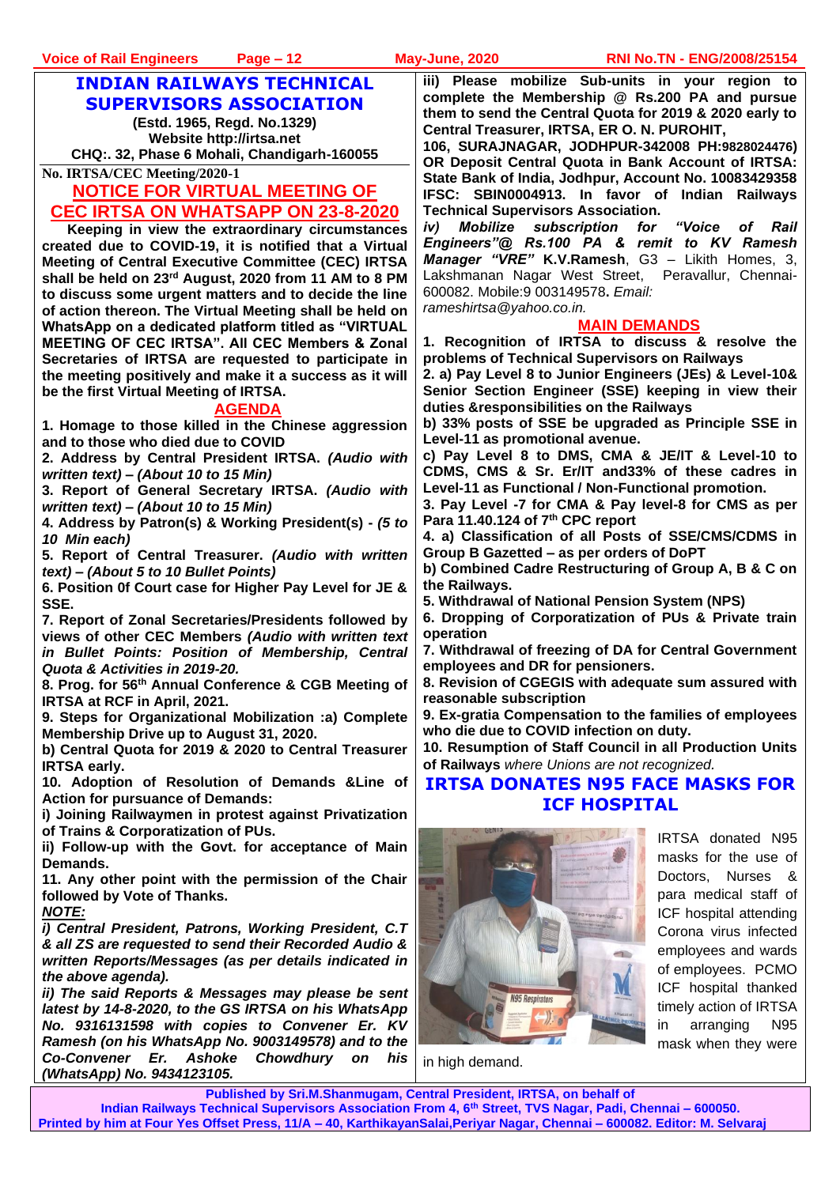# INDIAN RAILWAYS TECHNICAL SUPERVISORS ASSOCIATION

**(Estd. 1965, Regd. No.1329)**
**Website http://irtsa.net**
**CHQ:. 32, Phase 6 Mohali, Chandigarh-160055**

**No. IRTSA/CEC Meeting/2020-1**

## NOTICE FOR VIRTUAL MEETING OF CEC IRTSA ON WHATSAPP ON 23-8-2020

**Keeping in view the extraordinary circumstances created due to COVID-19, it is notified that a Virtual Meeting of Central Executive Committee (CEC) IRTSA shall be held on 23rd August, 2020 from 11 AM to 8 PM to discuss some urgent matters and to decide the line of action thereon. The Virtual Meeting shall be held on WhatsApp on a dedicated platform titled as "VIRTUAL MEETING OF CEC IRTSA". All CEC Members & Zonal Secretaries of IRTSA are requested to participate in the meeting positively and make it a success as it will be the first Virtual Meeting of IRTSA.**

### AGENDA

**1. Homage to those killed in the Chinese aggression and to those who died due to COVID**

**2. Address by Central President IRTSA.** ***(Audio with written text) – (About 10 to 15 Min)***

**3. Report of General Secretary IRTSA.** ***(Audio with written text) – (About 10 to 15 Min)***

**4. Address by Patron(s) & Working President(s) -** ***(5 to 10 Min each)***

**5. Report of Central Treasurer.** ***(Audio with written text) – (About 5 to 10 Bullet Points)***

**6. Position 0f Court case for Higher Pay Level for JE & SSE.**

**7. Report of Zonal Secretaries/Presidents followed by views of other CEC Members** ***(Audio with written text in Bullet Points: Position of Membership, Central Quota & Activities in 2019-20.***

**8. Prog. for 56th Annual Conference & CGB Meeting of IRTSA at RCF in April, 2021.**

**9. Steps for Organizational Mobilization :a) Complete Membership Drive up to August 31, 2020.**

**b) Central Quota for 2019 & 2020 to Central Treasurer IRTSA early.**

**10. Adoption of Resolution of Demands &Line of Action for pursuance of Demands:**

**i) Joining Railwaymen in protest against Privatization of Trains & Corporatization of PUs.**

**ii) Follow-up with the Govt. for acceptance of Main Demands.**

**11. Any other point with the permission of the Chair followed by Vote of Thanks.**

***NOTE:***

***i) Central President, Patrons, Working President, C.T & all ZS are requested to send their Recorded Audio & written Reports/Messages (as per details indicated in the above agenda).***

***ii) The said Reports & Messages may please be sent latest by 14-8-2020, to the GS IRTSA on his WhatsApp No. 9316131598 with copies to Convener Er. KV Ramesh (on his WhatsApp No. 9003149578) and to the Co-Convener Er. Ashoke Chowdhury on his (WhatsApp) No. 9434123105.***

**iii) Please mobilize Sub-units in your region to complete the Membership @ Rs.200 PA and pursue them to send the Central Quota for 2019 & 2020 early to Central Treasurer, IRTSA, ER O. N. PUROHIT, 106, SURAJNAGAR, JODHPUR-342008 PH:9828024476) OR Deposit Central Quota in Bank Account of IRTSA: State Bank of India, Jodhpur, Account No. 10083429358 IFSC: SBIN0004913. In favor of Indian Railways Technical Supervisors Association.**

***iv) Mobilize subscription for "Voice of Rail Engineers"@ Rs.100 PA & remit to KV Ramesh Manager "VRE"*** **K.V.Ramesh**, G3 – Likith Homes, 3, Lakshmanan Nagar West Street, Peravallur, Chennai-600082. Mobile:9 003149578**.** *Email: rameshirtsa@yahoo.co.in.*

### MAIN DEMANDS

**1. Recognition of IRTSA to discuss & resolve the problems of Technical Supervisors on Railways**

**2. a) Pay Level 8 to Junior Engineers (JEs) & Level-10& Senior Section Engineer (SSE) keeping in view their duties &responsibilities on the Railways**

**b) 33% posts of SSE be upgraded as Principle SSE in Level-11 as promotional avenue.**

**c) Pay Level 8 to DMS, CMA & JE/IT & Level-10 to CDMS, CMS & Sr. Er/IT and33% of these cadres in Level-11 as Functional / Non-Functional promotion.**

**3. Pay Level -7 for CMA & Pay level-8 for CMS as per Para 11.40.124 of 7th CPC report**

**4. a) Classification of all Posts of SSE/CMS/CDMS in Group B Gazetted – as per orders of DoPT**

**b) Combined Cadre Restructuring of Group A, B & C on the Railways.**

**5. Withdrawal of National Pension System (NPS)**

**6. Dropping of Corporatization of PUs & Private train operation**

**7. Withdrawal of freezing of DA for Central Government employees and DR for pensioners.**

**8. Revision of CGEGIS with adequate sum assured with reasonable subscription**

**9. Ex-gratia Compensation to the families of employees who die due to COVID infection on duty.**

**10. Resumption of Staff Council in all Production Units of Railways** *where Unions are not recognized.*

## IRTSA DONATES N95 FACE MASKS FOR ICF HOSPITAL

IRTSA donated N95 masks for the use of Doctors, Nurses & para medical staff of ICF hospital attending Corona virus infected employees and wards of employees. PCMO ICF hospital thanked timely action of IRTSA in arranging N95 mask when they were in high demand.

**Published by Sri.M.Shanmugam, Central President, IRTSA, on behalf of Indian Railways Technical Supervisors Association From 4, 6th Street, TVS Nagar, Padi, Chennai – 600050. Printed by him at Four Yes Offset Press, 11/A – 40, KarthikayanSalai,Periyar Nagar, Chennai – 600082. Editor: M. Selvaraj**